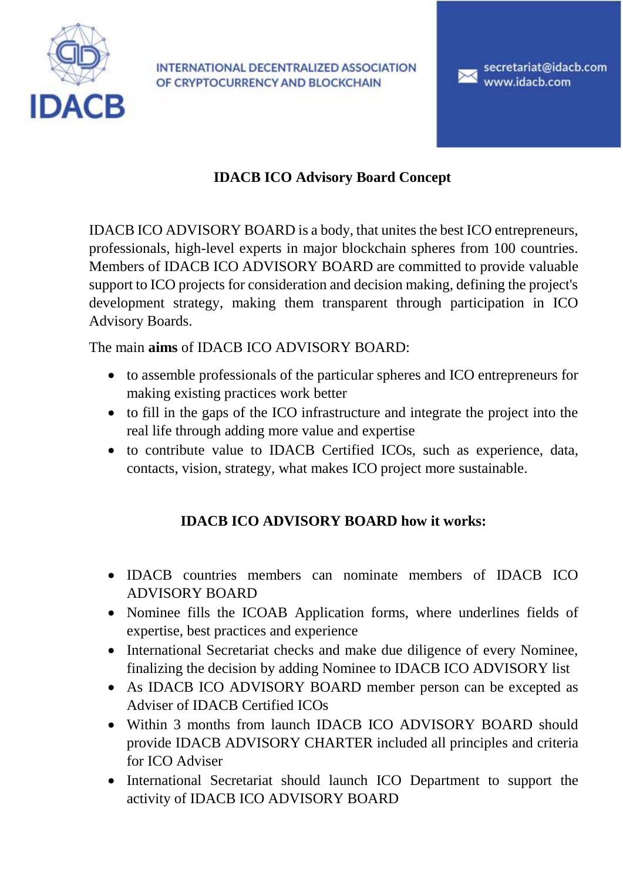INTERNATIONAL DECENTRALIZED ASSOCIATION OF CRYPTOCURRENCY AND BLOCKCHAIN

secretariat@idacb.com
www.idacb.com

# IDACB ICO Advisory Board Concept

IDACB ICO ADVISORY BOARD is a body, that unites the best ICO entrepreneurs, professionals, high-level experts in major blockchain spheres from 100 countries. Members of IDACB ICO ADVISORY BOARD are committed to provide valuable support to ICO projects for consideration and decision making, defining the project's development strategy, making them transparent through participation in ICO Advisory Boards.

The main **aims** of IDACB ICO ADVISORY BOARD:

- to assemble professionals of the particular spheres and ICO entrepreneurs for making existing practices work better
- to fill in the gaps of the ICO infrastructure and integrate the project into the real life through adding more value and expertise
- to contribute value to IDACB Certified ICOs, such as experience, data, contacts, vision, strategy, what makes ICO project more sustainable.

## IDACB ICO ADVISORY BOARD how it works:

- IDACB countries members can nominate members of IDACB ICO ADVISORY BOARD
- Nominee fills the ICOAB Application forms, where underlines fields of expertise, best practices and experience
- International Secretariat checks and make due diligence of every Nominee, finalizing the decision by adding Nominee to IDACB ICO ADVISORY list
- As IDACB ICO ADVISORY BOARD member person can be excepted as Adviser of IDACB Certified ICOs
- Within 3 months from launch IDACB ICO ADVISORY BOARD should provide IDACB ADVISORY CHARTER included all principles and criteria for ICO Adviser
- International Secretariat should launch ICO Department to support the activity of IDACB ICO ADVISORY BOARD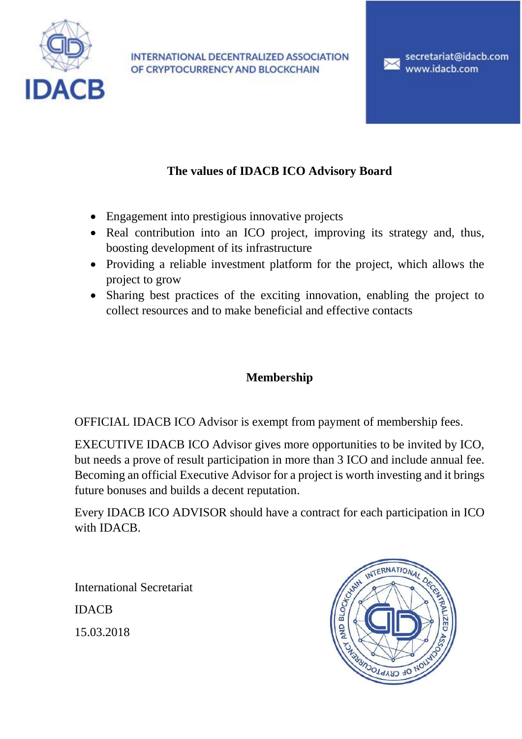# The values of IDACB ICO Advisory Board

- Engagement into prestigious innovative projects
- Real contribution into an ICO project, improving its strategy and, thus, boosting development of its infrastructure
- Providing a reliable investment platform for the project, which allows the project to grow
- Sharing best practices of the exciting innovation, enabling the project to collect resources and to make beneficial and effective contacts

## Membership

OFFICIAL IDACB ICO Advisor is exempt from payment of membership fees.

EXECUTIVE IDACB ICO Advisor gives more opportunities to be invited by ICO, but needs a prove of result participation in more than 3 ICO and include annual fee. Becoming an official Executive Advisor for a project is worth investing and it brings future bonuses and builds a decent reputation.

Every IDACB ICO ADVISOR should have a contract for each participation in ICO with IDACB.

International Secretariat

IDACB

15.03.2018